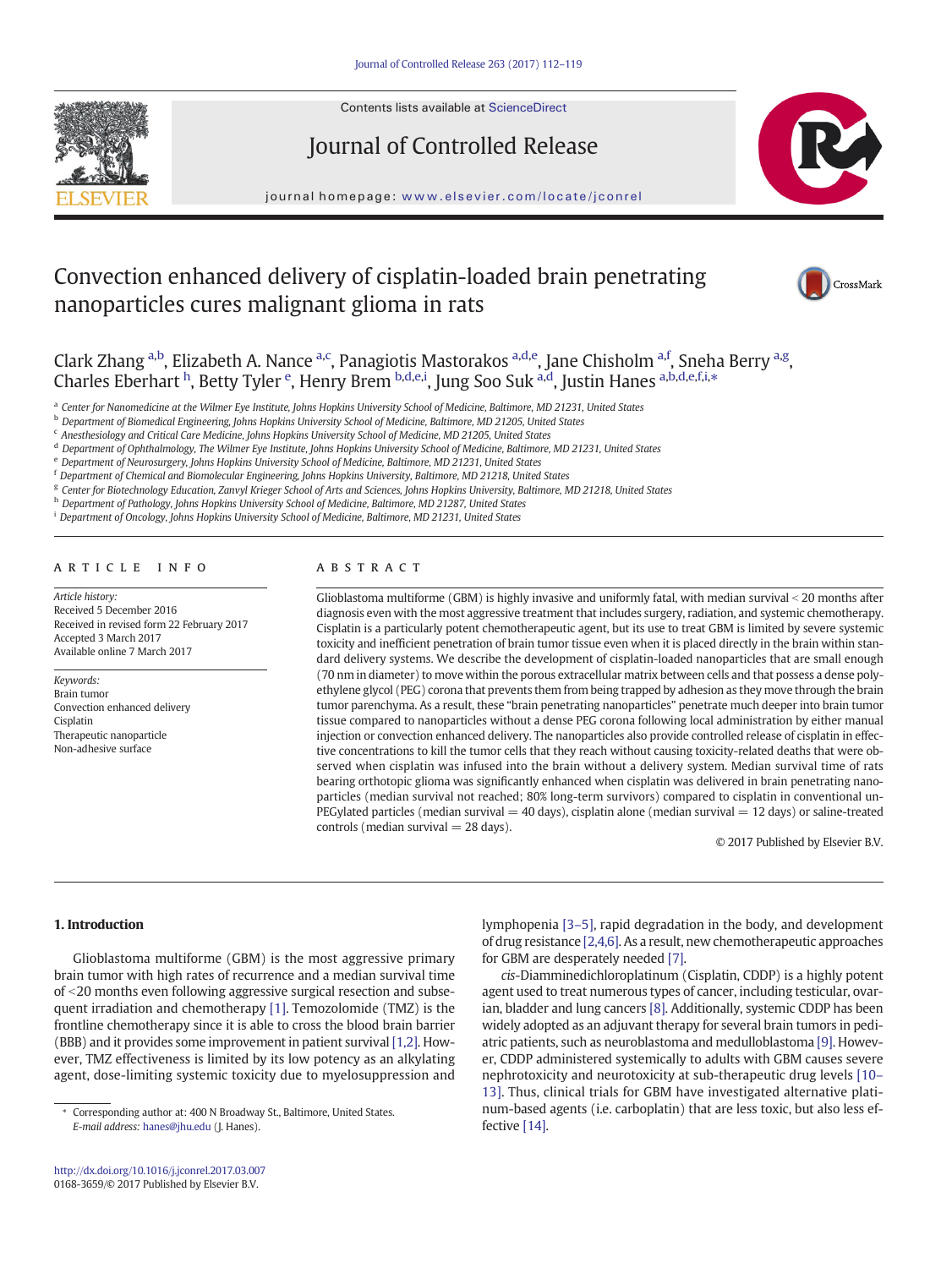# Convection enhanced delivery of cisplatin-loaded brain penetrating nanoparticles cures malignant glioma in rats

Clark Zhang [a,b], Elizabeth A. Nance [a,c], Panagiotis Mastorakos [a,d,e], Jane Chisholm [a,f], Sneha Berry [a,g], Charles Eberhart [h], Betty Tyler [e], Henry Brem [b,d,e,i], Jung Soo Suk [a,d], Justin Hanes [a,b,d,e,f,i,*]

[a] Center for Nanomedicine at the Wilmer Eye Institute, Johns Hopkins University School of Medicine, Baltimore, MD 21231, United States
[b] Department of Biomedical Engineering, Johns Hopkins University School of Medicine, Baltimore, MD 21205, United States
[c] Anesthesiology and Critical Care Medicine, Johns Hopkins University School of Medicine, Baltimore, MD 21205, United States
[d] Department of Ophthalmology, The Wilmer Eye Institute, Johns Hopkins University School of Medicine, Baltimore, MD 21231, United States
[e] Department of Neurosurgery, Johns Hopkins University School of Medicine, Baltimore, MD 21231, United States
[f] Department of Chemical and Biomolecular Engineering, Johns Hopkins University, Baltimore, MD 21218, United States
[g] Center for Biotechnology Education, Zanvyl Krieger School of Arts and Sciences, Johns Hopkins University, Baltimore, MD 21218, United States
[h] Department of Pathology, Johns Hopkins University School of Medicine, Baltimore, MD 21287, United States
[i] Department of Oncology, Johns Hopkins University School of Medicine, Baltimore, MD 21231, United States

## ARTICLE INFO

*Article history:*
Received 5 December 2016
Received in revised form 22 February 2017
Accepted 3 March 2017
Available online 7 March 2017

*Keywords:*
Brain tumor
Convection enhanced delivery
Cisplatin
Therapeutic nanoparticle
Non-adhesive surface

## ABSTRACT

Glioblastoma multiforme (GBM) is highly invasive and uniformly fatal, with median survival < 20 months after diagnosis even with the most aggressive treatment that includes surgery, radiation, and systemic chemotherapy. Cisplatin is a particularly potent chemotherapeutic agent, but its use to treat GBM is limited by severe systemic toxicity and inefficient penetration of brain tumor tissue even when it is placed directly in the brain within standard delivery systems. We describe the development of cisplatin-loaded nanoparticles that are small enough (70 nm in diameter) to move within the porous extracellular matrix between cells and that possess a dense polyethylene glycol (PEG) corona that prevents them from being trapped by adhesion as they move through the brain tumor parenchyma. As a result, these "brain penetrating nanoparticles" penetrate much deeper into brain tumor tissue compared to nanoparticles without a dense PEG corona following local administration by either manual injection or convection enhanced delivery. The nanoparticles also provide controlled release of cisplatin in effective concentrations to kill the tumor cells that they reach without causing toxicity-related deaths that were observed when cisplatin was infused into the brain without a delivery system. Median survival time of rats bearing orthotopic glioma was significantly enhanced when cisplatin was delivered in brain penetrating nanoparticles (median survival not reached; 80% long-term survivors) compared to cisplatin in conventional un-PEGylated particles (median survival = 40 days), cisplatin alone (median survival = 12 days) or saline-treated controls (median survival = 28 days).

© 2017 Published by Elsevier B.V.

## 1. Introduction

Glioblastoma multiforme (GBM) is the most aggressive primary brain tumor with high rates of recurrence and a median survival time of <20 months even following aggressive surgical resection and subsequent irradiation and chemotherapy [1]. Temozolomide (TMZ) is the frontline chemotherapy since it is able to cross the blood brain barrier (BBB) and it provides some improvement in patient survival [1,2]. However, TMZ effectiveness is limited by its low potency as an alkylating agent, dose-limiting systemic toxicity due to myelosuppression and lymphopenia [3–5], rapid degradation in the body, and development of drug resistance [2,4,6]. As a result, new chemotherapeutic approaches for GBM are desperately needed [7].

*cis*-Diamminedichloroplatinum (Cisplatin, CDDP) is a highly potent agent used to treat numerous types of cancer, including testicular, ovarian, bladder and lung cancers [8]. Additionally, systemic CDDP has been widely adopted as an adjuvant therapy for several brain tumors in pediatric patients, such as neuroblastoma and medulloblastoma [9]. However, CDDP administered systemically to adults with GBM causes severe nephrotoxicity and neurotoxicity at sub-therapeutic drug levels [10–13]. Thus, clinical trials for GBM have investigated alternative platinum-based agents (i.e. carboplatin) that are less toxic, but also less effective [14].

* Corresponding author at: 400 N Broadway St., Baltimore, United States.
*E-mail address:* hanes@jhu.edu (J. Hanes).

http://dx.doi.org/10.1016/j.jconrel.2017.03.007
0168-3659/© 2017 Published by Elsevier B.V.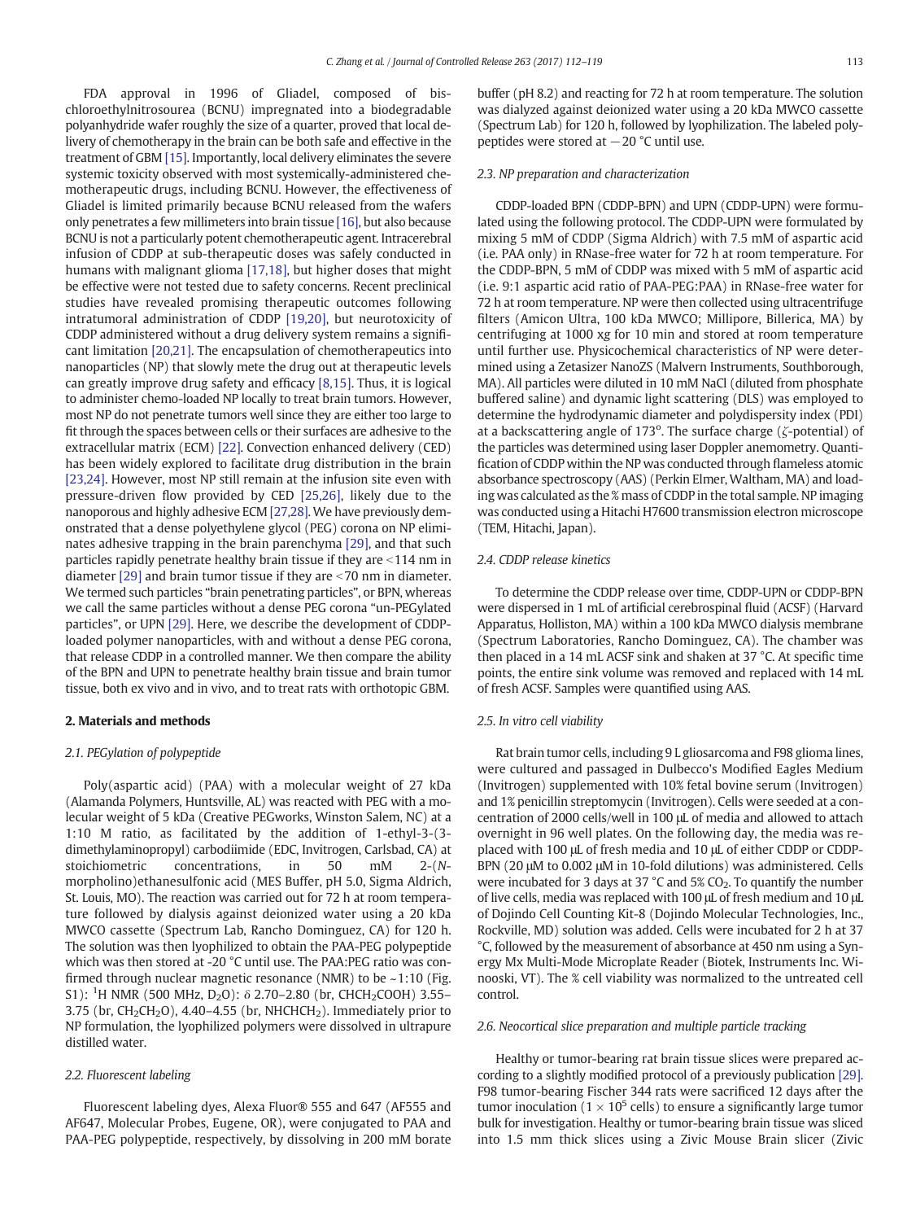FDA approval in 1996 of Gliadel, composed of bis-chloroethylnitrosourea (BCNU) impregnated into a biodegradable polyanhydride wafer roughly the size of a quarter, proved that local delivery of chemotherapy in the brain can be both safe and effective in the treatment of GBM [15]. Importantly, local delivery eliminates the severe systemic toxicity observed with most systemically-administered chemotherapeutic drugs, including BCNU. However, the effectiveness of Gliadel is limited primarily because BCNU released from the wafers only penetrates a few millimeters into brain tissue [16], but also because BCNU is not a particularly potent chemotherapeutic agent. Intracerebral infusion of CDDP at sub-therapeutic doses was safely conducted in humans with malignant glioma [17,18], but higher doses that might be effective were not tested due to safety concerns. Recent preclinical studies have revealed promising therapeutic outcomes following intratumoral administration of CDDP [19,20], but neurotoxicity of CDDP administered without a drug delivery system remains a significant limitation [20,21]. The encapsulation of chemotherapeutics into nanoparticles (NP) that slowly mete the drug out at therapeutic levels can greatly improve drug safety and efficacy [8,15]. Thus, it is logical to administer chemo-loaded NP locally to treat brain tumors. However, most NP do not penetrate tumors well since they are either too large to fit through the spaces between cells or their surfaces are adhesive to the extracellular matrix (ECM) [22]. Convection enhanced delivery (CED) has been widely explored to facilitate drug distribution in the brain [23,24]. However, most NP still remain at the infusion site even with pressure-driven flow provided by CED [25,26], likely due to the nanoporous and highly adhesive ECM [27,28]. We have previously demonstrated that a dense polyethylene glycol (PEG) corona on NP eliminates adhesive trapping in the brain parenchyma [29], and that such particles rapidly penetrate healthy brain tissue if they are <114 nm in diameter [29] and brain tumor tissue if they are <70 nm in diameter. We termed such particles "brain penetrating particles", or BPN, whereas we call the same particles without a dense PEG corona "un-PEGylated particles", or UPN [29]. Here, we describe the development of CDDP-loaded polymer nanoparticles, with and without a dense PEG corona, that release CDDP in a controlled manner. We then compare the ability of the BPN and UPN to penetrate healthy brain tissue and brain tumor tissue, both ex vivo and in vivo, and to treat rats with orthotopic GBM.

## 2. Materials and methods

### 2.1. PEGylation of polypeptide

Poly(aspartic acid) (PAA) with a molecular weight of 27 kDa (Alamanda Polymers, Huntsville, AL) was reacted with PEG with a molecular weight of 5 kDa (Creative PEGworks, Winston Salem, NC) at a 1:10 M ratio, as facilitated by the addition of 1-ethyl-3-(3-dimethylaminopropyl) carbodiimide (EDC, Invitrogen, Carlsbad, CA) at stoichiometric concentrations, in 50 mM 2-(*N*-morpholino)ethanesulfonic acid (MES Buffer, pH 5.0, Sigma Aldrich, St. Louis, MO). The reaction was carried out for 72 h at room temperature followed by dialysis against deionized water using a 20 kDa MWCO cassette (Spectrum Lab, Rancho Dominguez, CA) for 120 h. The solution was then lyophilized to obtain the PAA-PEG polypeptide which was then stored at -20 °C until use. The PAA:PEG ratio was confirmed through nuclear magnetic resonance (NMR) to be ~1:10 (Fig. S1): $^1$H NMR (500 MHz, $D_2O$): δ 2.70–2.80 (br, $CHCH_2COOH$) 3.55–3.75 (br, $CH_2CH_2O$), 4.40–4.55 (br, $NHCHCH_2$). Immediately prior to NP formulation, the lyophilized polymers were dissolved in ultrapure distilled water.

### 2.2. Fluorescent labeling

Fluorescent labeling dyes, Alexa Fluor® 555 and 647 (AF555 and AF647, Molecular Probes, Eugene, OR), were conjugated to PAA and PAA-PEG polypeptide, respectively, by dissolving in 200 mM borate buffer (pH 8.2) and reacting for 72 h at room temperature. The solution was dialyzed against deionized water using a 20 kDa MWCO cassette (Spectrum Lab) for 120 h, followed by lyophilization. The labeled polypeptides were stored at −20 °C until use.

### 2.3. NP preparation and characterization

CDDP-loaded BPN (CDDP-BPN) and UPN (CDDP-UPN) were formulated using the following protocol. The CDDP-UPN were formulated by mixing 5 mM of CDDP (Sigma Aldrich) with 7.5 mM of aspartic acid (i.e. PAA only) in RNase-free water for 72 h at room temperature. For the CDDP-BPN, 5 mM of CDDP was mixed with 5 mM of aspartic acid (i.e. 9:1 aspartic acid ratio of PAA-PEG:PAA) in RNase-free water for 72 h at room temperature. NP were then collected using ultracentrifuge filters (Amicon Ultra, 100 kDa MWCO; Millipore, Billerica, MA) by centrifuging at 1000 x*g* for 10 min and stored at room temperature until further use. Physicochemical characteristics of NP were determined using a Zetasizer NanoZS (Malvern Instruments, Southborough, MA). All particles were diluted in 10 mM NaCl (diluted from phosphate buffered saline) and dynamic light scattering (DLS) was employed to determine the hydrodynamic diameter and polydispersity index (PDI) at a backscattering angle of 173°. The surface charge (ζ-potential) of the particles was determined using laser Doppler anemometry. Quantification of CDDP within the NP was conducted through flameless atomic absorbance spectroscopy (AAS) (Perkin Elmer, Waltham, MA) and loading was calculated as the % mass of CDDP in the total sample. NP imaging was conducted using a Hitachi H7600 transmission electron microscope (TEM, Hitachi, Japan).

### 2.4. CDDP release kinetics

To determine the CDDP release over time, CDDP-UPN or CDDP-BPN were dispersed in 1 mL of artificial cerebrospinal fluid (ACSF) (Harvard Apparatus, Holliston, MA) within a 100 kDa MWCO dialysis membrane (Spectrum Laboratories, Rancho Dominguez, CA). The chamber was then placed in a 14 mL ACSF sink and shaken at 37 °C. At specific time points, the entire sink volume was removed and replaced with 14 mL of fresh ACSF. Samples were quantified using AAS.

### 2.5. In vitro cell viability

Rat brain tumor cells, including 9 L gliosarcoma and F98 glioma lines, were cultured and passaged in Dulbecco's Modified Eagles Medium (Invitrogen) supplemented with 10% fetal bovine serum (Invitrogen) and 1% penicillin streptomycin (Invitrogen). Cells were seeded at a concentration of 2000 cells/well in 100 μL of media and allowed to attach overnight in 96 well plates. On the following day, the media was replaced with 100 μL of fresh media and 10 μL of either CDDP or CDDP-BPN (20 μM to 0.002 μM in 10-fold dilutions) was administered. Cells were incubated for 3 days at 37 °C and 5% $CO_2$. To quantify the number of live cells, media was replaced with 100 μL of fresh medium and 10 μL of Dojindo Cell Counting Kit-8 (Dojindo Molecular Technologies, Inc., Rockville, MD) solution was added. Cells were incubated for 2 h at 37 °C, followed by the measurement of absorbance at 450 nm using a Synergy Mx Multi-Mode Microplate Reader (Biotek, Instruments Inc. Winooski, VT). The % cell viability was normalized to the untreated cell control.

### 2.6. Neocortical slice preparation and multiple particle tracking

Healthy or tumor-bearing rat brain tissue slices were prepared according to a slightly modified protocol of a previously publication [29]. F98 tumor-bearing Fischer 344 rats were sacrificed 12 days after the tumor inoculation ($1 \times 10^5$ cells) to ensure a significantly large tumor bulk for investigation. Healthy or tumor-bearing brain tissue was sliced into 1.5 mm thick slices using a Zivic Mouse Brain slicer (Zivic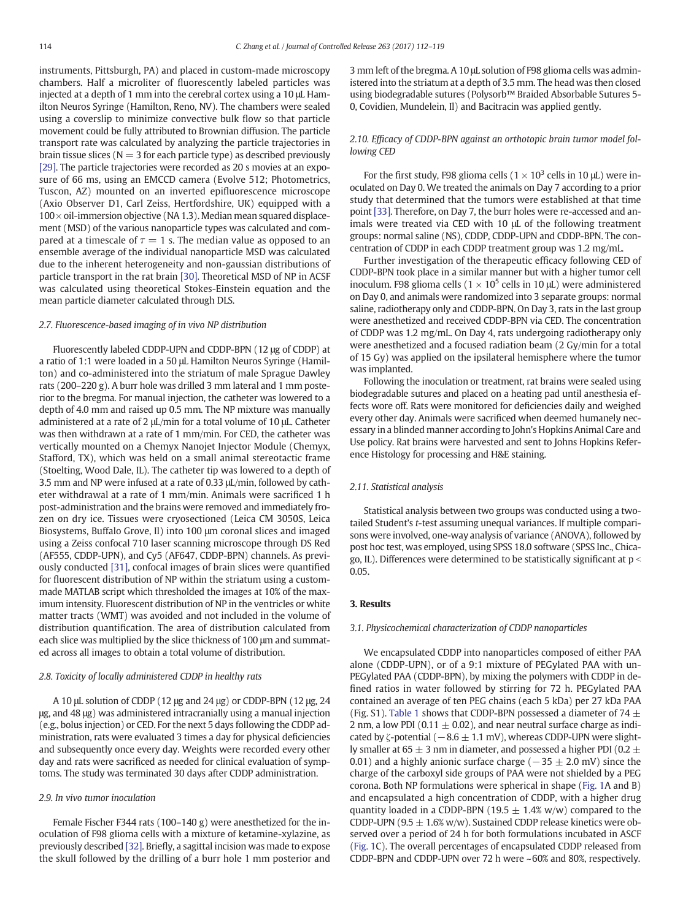instruments, Pittsburgh, PA) and placed in custom-made microscopy chambers. Half a microliter of fluorescently labeled particles was injected at a depth of 1 mm into the cerebral cortex using a 10 μL Hamilton Neuros Syringe (Hamilton, Reno, NV). The chambers were sealed using a coverslip to minimize convective bulk flow so that particle movement could be fully attributed to Brownian diffusion. The particle transport rate was calculated by analyzing the particle trajectories in brain tissue slices (N = 3 for each particle type) as described previously [29]. The particle trajectories were recorded as 20 s movies at an exposure of 66 ms, using an EMCCD camera (Evolve 512; Photometrics, Tuscon, AZ) mounted on an inverted epifluorescence microscope (Axio Observer D1, Carl Zeiss, Hertfordshire, UK) equipped with a 100× oil-immersion objective (NA 1.3). Median mean squared displacement (MSD) of the various nanoparticle types was calculated and compared at a timescale of $\tau = 1$ s. The median value as opposed to an ensemble average of the individual nanoparticle MSD was calculated due to the inherent heterogeneity and non-gaussian distributions of particle transport in the rat brain [30]. Theoretical MSD of NP in ACSF was calculated using theoretical Stokes-Einstein equation and the mean particle diameter calculated through DLS.

### 2.7. Fluorescence-based imaging of in vivo NP distribution

Fluorescently labeled CDDP-UPN and CDDP-BPN (12 μg of CDDP) at a ratio of 1:1 were loaded in a 50 μL Hamilton Neuros Syringe (Hamilton) and co-administered into the striatum of male Sprague Dawley rats (200–220 g). A burr hole was drilled 3 mm lateral and 1 mm posterior to the bregma. For manual injection, the catheter was lowered to a depth of 4.0 mm and raised up 0.5 mm. The NP mixture was manually administered at a rate of 2 μL/min for a total volume of 10 μL. Catheter was then withdrawn at a rate of 1 mm/min. For CED, the catheter was vertically mounted on a Chemyx Nanojet Injector Module (Chemyx, Stafford, TX), which was held on a small animal stereotactic frame (Stoelting, Wood Dale, IL). The catheter tip was lowered to a depth of 3.5 mm and NP were infused at a rate of 0.33 μL/min, followed by catheter withdrawal at a rate of 1 mm/min. Animals were sacrificed 1 h post-administration and the brains were removed and immediately frozen on dry ice. Tissues were cryosectioned (Leica CM 3050S, Leica Biosystems, Buffalo Grove, Il) into 100 μm coronal slices and imaged using a Zeiss confocal 710 laser scanning microscope through DS Red (AF555, CDDP-UPN), and Cy5 (AF647, CDDP-BPN) channels. As previously conducted [31], confocal images of brain slices were quantified for fluorescent distribution of NP within the striatum using a custom-made MATLAB script which thresholded the images at 10% of the maximum intensity. Fluorescent distribution of NP in the ventricles or white matter tracts (WMT) was avoided and not included in the volume of distribution quantification. The area of distribution calculated from each slice was multiplied by the slice thickness of 100 μm and summated across all images to obtain a total volume of distribution.

### 2.8. Toxicity of locally administered CDDP in healthy rats

A 10 μL solution of CDDP (12 μg and 24 μg) or CDDP-BPN (12 μg, 24 μg, and 48 μg) was administered intracranially using a manual injection (e.g., bolus injection) or CED. For the next 5 days following the CDDP administration, rats were evaluated 3 times a day for physical deficiencies and subsequently once every day. Weights were recorded every other day and rats were sacrificed as needed for clinical evaluation of symptoms. The study was terminated 30 days after CDDP administration.

### 2.9. In vivo tumor inoculation

Female Fischer F344 rats (100–140 g) were anesthetized for the inoculation of F98 glioma cells with a mixture of ketamine-xylazine, as previously described [32]. Briefly, a sagittal incision was made to expose the skull followed by the drilling of a burr hole 1 mm posterior and 3 mm left of the bregma. A 10 μL solution of F98 glioma cells was administered into the striatum at a depth of 3.5 mm. The head was then closed using biodegradable sutures (Polysorb™ Braided Absorbable Sutures 5-0, Covidien, Mundelein, Il) and Bacitracin was applied gently.

### 2.10. Efficacy of CDDP-BPN against an orthotopic brain tumor model following CED

For the first study, F98 glioma cells ($1 \times 10^3$ cells in 10 μL) were inoculated on Day 0. We treated the animals on Day 7 according to a prior study that determined that the tumors were established at that time point [33]. Therefore, on Day 7, the burr holes were re-accessed and animals were treated via CED with 10 μL of the following treatment groups: normal saline (NS), CDDP, CDDP-UPN and CDDP-BPN. The concentration of CDDP in each CDDP treatment group was 1.2 mg/mL.

Further investigation of the therapeutic efficacy following CED of CDDP-BPN took place in a similar manner but with a higher tumor cell inoculum. F98 glioma cells ($1 \times 10^5$ cells in 10 μL) were administered on Day 0, and animals were randomized into 3 separate groups: normal saline, radiotherapy only and CDDP-BPN. On Day 3, rats in the last group were anesthetized and received CDDP-BPN via CED. The concentration of CDDP was 1.2 mg/mL. On Day 4, rats undergoing radiotherapy only were anesthetized and a focused radiation beam (2 Gy/min for a total of 15 Gy) was applied on the ipsilateral hemisphere where the tumor was implanted.

Following the inoculation or treatment, rat brains were sealed using biodegradable sutures and placed on a heating pad until anesthesia effects wore off. Rats were monitored for deficiencies daily and weighed every other day. Animals were sacrificed when deemed humanely necessary in a blinded manner according to John's Hopkins Animal Care and Use policy. Rat brains were harvested and sent to Johns Hopkins Reference Histology for processing and H&E staining.

### 2.11. Statistical analysis

Statistical analysis between two groups was conducted using a two-tailed Student's *t*-test assuming unequal variances. If multiple comparisons were involved, one-way analysis of variance (ANOVA), followed by post hoc test, was employed, using SPSS 18.0 software (SPSS Inc., Chicago, IL). Differences were determined to be statistically significant at $p < 0.05$.

## 3. Results

### 3.1. Physicochemical characterization of CDDP nanoparticles

We encapsulated CDDP into nanoparticles composed of either PAA alone (CDDP-UPN), or of a 9:1 mixture of PEGylated PAA with un-PEGylated PAA (CDDP-BPN), by mixing the polymers with CDDP in defined ratios in water followed by stirring for 72 h. PEGylated PAA contained an average of ten PEG chains (each 5 kDa) per 27 kDa PAA (Fig. S1). Table 1 shows that CDDP-BPN possessed a diameter of 74 ± 2 nm, a low PDI (0.11 ± 0.02), and near neutral surface charge as indicated by ζ-potential (−8.6 ± 1.1 mV), whereas CDDP-UPN were slightly smaller at 65 ± 3 nm in diameter, and possessed a higher PDI (0.2 ± 0.01) and a highly anionic surface charge (−35 ± 2.0 mV) since the charge of the carboxyl side groups of PAA were not shielded by a PEG corona. Both NP formulations were spherical in shape (Fig. 1A and B) and encapsulated a high concentration of CDDP, with a higher drug quantity loaded in a CDDP-BPN (19.5 ± 1.4% w/w) compared to the CDDP-UPN (9.5 ± 1.6% w/w). Sustained CDDP release kinetics were observed over a period of 24 h for both formulations incubated in ASCF (Fig. 1C). The overall percentages of encapsulated CDDP released from CDDP-BPN and CDDP-UPN over 72 h were ~60% and 80%, respectively.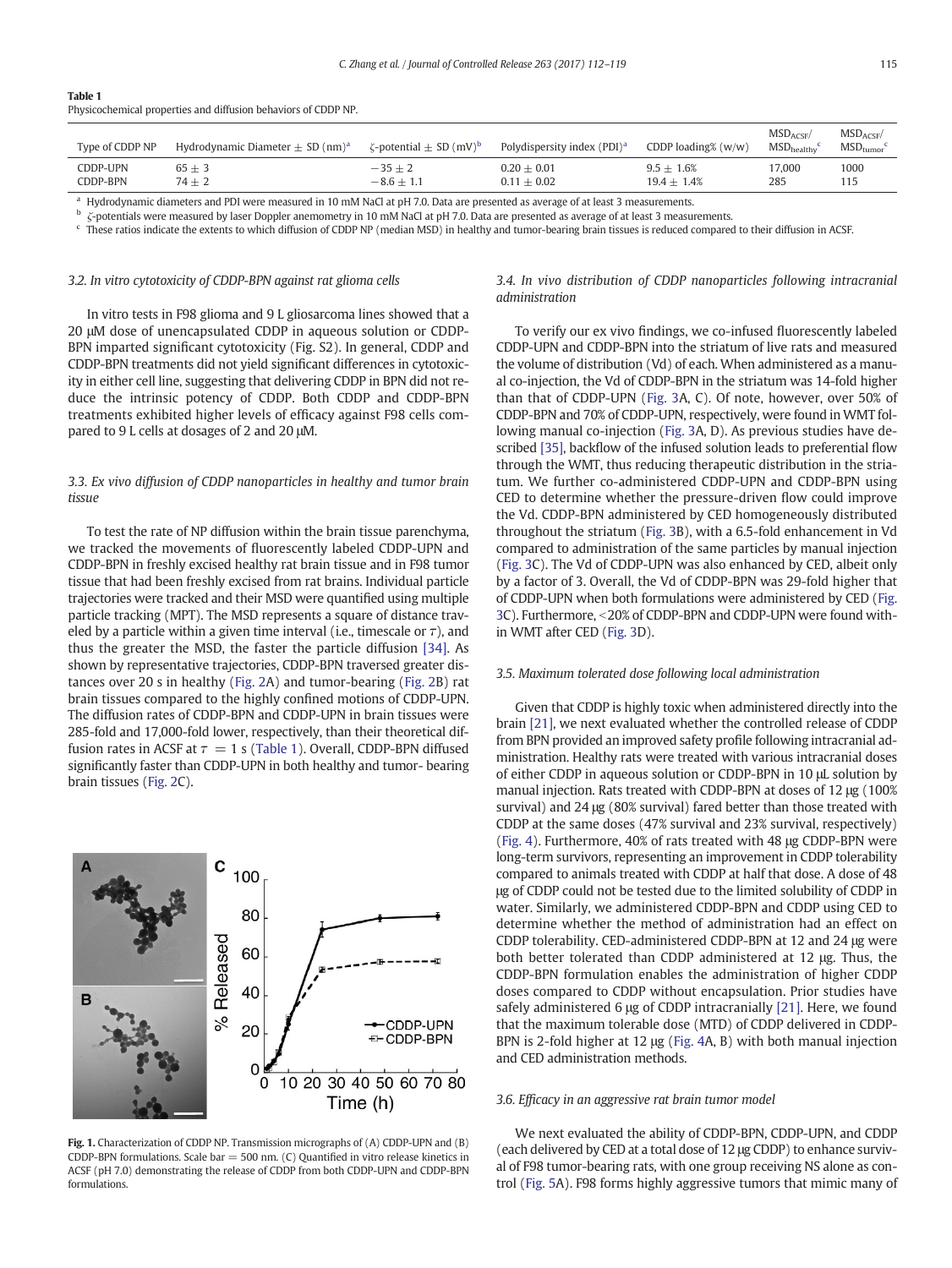**Table 1**
Physicochemical properties and diffusion behaviors of CDDP NP.

| Type of CDDP NP | Hydrodynamic Diameter ± SD (nm)[a] | ζ-potential ± SD (mV)[b] | Polydispersity index (PDI)[a] | CDDP loading% (w/w) | $MSD_{ACSF}/MSD_{healthy}$[c] | $MSD_{ACSF}/MSD_{tumor}$[c] |
|---|---|---|---|---|---|---|
| CDDP-UPN | 65 ± 3 | −35 ± 2 | 0.20 ± 0.01 | 9.5 ± 1.6% | 17,000 | 1000 |
| CDDP-BPN | 74 ± 2 | −8.6 ± 1.1 | 0.11 ± 0.02 | 19.4 ± 1.4% | 285 | 115 |

[a] Hydrodynamic diameters and PDI were measured in 10 mM NaCl at pH 7.0. Data are presented as average of at least 3 measurements.
[b] ζ-potentials were measured by laser Doppler anemometry in 10 mM NaCl at pH 7.0. Data are presented as average of at least 3 measurements.
[c] These ratios indicate the extents to which diffusion of CDDP NP (median MSD) in healthy and tumor-bearing brain tissues is reduced compared to their diffusion in ACSF.

### 3.2. In vitro cytotoxicity of CDDP-BPN against rat glioma cells

In vitro tests in F98 glioma and 9 L gliosarcoma lines showed that a 20 μM dose of unencapsulated CDDP in aqueous solution or CDDP-BPN imparted significant cytotoxicity (Fig. S2). In general, CDDP and CDDP-BPN treatments did not yield significant differences in cytotoxicity in either cell line, suggesting that delivering CDDP in BPN did not reduce the intrinsic potency of CDDP. Both CDDP and CDDP-BPN treatments exhibited higher levels of efficacy against F98 cells compared to 9 L cells at dosages of 2 and 20 μM.

### 3.3. Ex vivo diffusion of CDDP nanoparticles in healthy and tumor brain tissue

To test the rate of NP diffusion within the brain tissue parenchyma, we tracked the movements of fluorescently labeled CDDP-UPN and CDDP-BPN in freshly excised healthy rat brain tissue and in F98 tumor tissue that had been freshly excised from rat brains. Individual particle trajectories were tracked and their MSD were quantified using multiple particle tracking (MPT). The MSD represents a square of distance traveled by a particle within a given time interval (i.e., timescale or $\tau$), and thus the greater the MSD, the faster the particle diffusion [34]. As shown by representative trajectories, CDDP-BPN traversed greater distances over 20 s in healthy (Fig. 2A) and tumor-bearing (Fig. 2B) rat brain tissues compared to the highly confined motions of CDDP-UPN. The diffusion rates of CDDP-BPN and CDDP-UPN in brain tissues were 285-fold and 17,000-fold lower, respectively, than their theoretical diffusion rates in ACSF at $\tau = 1$ s (Table 1). Overall, CDDP-BPN diffused significantly faster than CDDP-UPN in both healthy and tumor- bearing brain tissues (Fig. 2C).

**Fig. 1.** Characterization of CDDP NP. Transmission micrographs of (A) CDDP-UPN and (B) CDDP-BPN formulations. Scale bar = 500 nm. (C) Quantified in vitro release kinetics in ACSF (pH 7.0) demonstrating the release of CDDP from both CDDP-UPN and CDDP-BPN formulations.

### 3.4. In vivo distribution of CDDP nanoparticles following intracranial administration

To verify our ex vivo findings, we co-infused fluorescently labeled CDDP-UPN and CDDP-BPN into the striatum of live rats and measured the volume of distribution (Vd) of each. When administered as a manual co-injection, the Vd of CDDP-BPN in the striatum was 14-fold higher than that of CDDP-UPN (Fig. 3A, C). Of note, however, over 50% of CDDP-BPN and 70% of CDDP-UPN, respectively, were found in WMT following manual co-injection (Fig. 3A, D). As previous studies have described [35], backflow of the infused solution leads to preferential flow through the WMT, thus reducing therapeutic distribution in the striatum. We further co-administered CDDP-UPN and CDDP-BPN using CED to determine whether the pressure-driven flow could improve the Vd. CDDP-BPN administered by CED homogeneously distributed throughout the striatum (Fig. 3B), with a 6.5-fold enhancement in Vd compared to administration of the same particles by manual injection (Fig. 3C). The Vd of CDDP-UPN was also enhanced by CED, albeit only by a factor of 3. Overall, the Vd of CDDP-BPN was 29-fold higher that of CDDP-UPN when both formulations were administered by CED (Fig. 3C). Furthermore, <20% of CDDP-BPN and CDDP-UPN were found within WMT after CED (Fig. 3D).

### 3.5. Maximum tolerated dose following local administration

Given that CDDP is highly toxic when administered directly into the brain [21], we next evaluated whether the controlled release of CDDP from BPN provided an improved safety profile following intracranial administration. Healthy rats were treated with various intracranial doses of either CDDP in aqueous solution or CDDP-BPN in 10 μL solution by manual injection. Rats treated with CDDP-BPN at doses of 12 μg (100% survival) and 24 μg (80% survival) fared better than those treated with CDDP at the same doses (47% survival and 23% survival, respectively) (Fig. 4). Furthermore, 40% of rats treated with 48 μg CDDP-BPN were long-term survivors, representing an improvement in CDDP tolerability compared to animals treated with CDDP at half that dose. A dose of 48 μg of CDDP could not be tested due to the limited solubility of CDDP in water. Similarly, we administered CDDP-BPN and CDDP using CED to determine whether the method of administration had an effect on CDDP tolerability. CED-administered CDDP-BPN at 12 and 24 μg were both better tolerated than CDDP administered at 12 μg. Thus, the CDDP-BPN formulation enables the administration of higher CDDP doses compared to CDDP without encapsulation. Prior studies have safely administered 6 μg of CDDP intracranially [21]. Here, we found that the maximum tolerable dose (MTD) of CDDP delivered in CDDP-BPN is 2-fold higher at 12 μg (Fig. 4A, B) with both manual injection and CED administration methods.

### 3.6. Efficacy in an aggressive rat brain tumor model

We next evaluated the ability of CDDP-BPN, CDDP-UPN, and CDDP (each delivered by CED at a total dose of 12 μg CDDP) to enhance survival of F98 tumor-bearing rats, with one group receiving NS alone as control (Fig. 5A). F98 forms highly aggressive tumors that mimic many of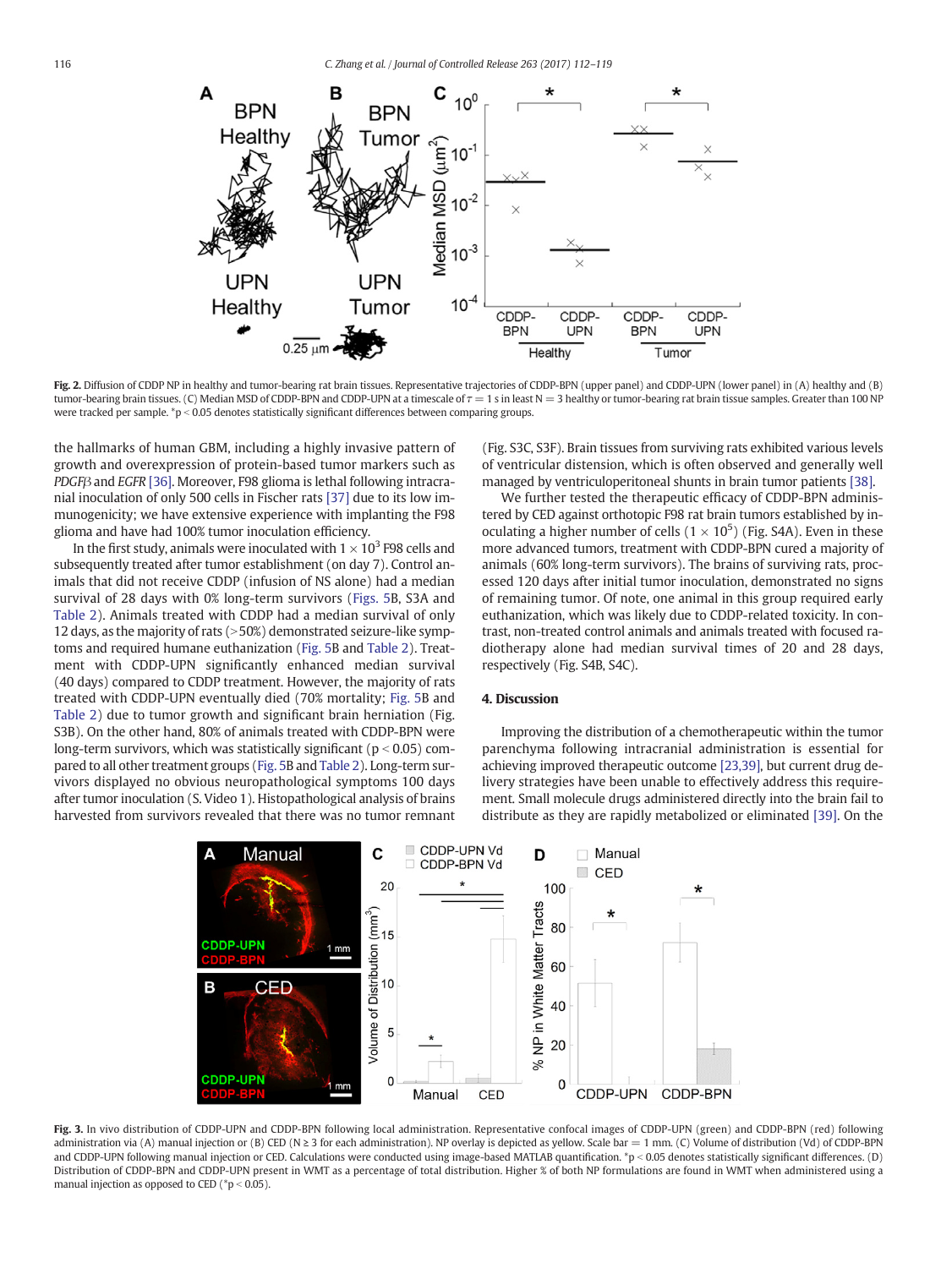**Fig. 2.** Diffusion of CDDP NP in healthy and tumor-bearing rat brain tissues. Representative trajectories of CDDP-BPN (upper panel) and CDDP-UPN (lower panel) in (A) healthy and (B) tumor-bearing brain tissues. (C) Median MSD of CDDP-BPN and CDDP-UPN at a timescale of $\tau = 1$ s in least N = 3 healthy or tumor-bearing rat brain tissue samples. Greater than 100 NP were tracked per sample. *p < 0.05 denotes statistically significant differences between comparing groups.

the hallmarks of human GBM, including a highly invasive pattern of growth and overexpression of protein-based tumor markers such as *PDGFβ* and *EGFR* [36]. Moreover, F98 glioma is lethal following intracranial inoculation of only 500 cells in Fischer rats [37] due to its low immunogenicity; we have extensive experience with implanting the F98 glioma and have had 100% tumor inoculation efficiency.

In the first study, animals were inoculated with $1 \times 10^3$ F98 cells and subsequently treated after tumor establishment (on day 7). Control animals that did not receive CDDP (infusion of NS alone) had a median survival of 28 days with 0% long-term survivors (Figs. 5B, S3A and Table 2). Animals treated with CDDP had a median survival of only 12 days, as the majority of rats (>50%) demonstrated seizure-like symptoms and required humane euthanization (Fig. 5B and Table 2). Treatment with CDDP-UPN significantly enhanced median survival (40 days) compared to CDDP treatment. However, the majority of rats treated with CDDP-UPN eventually died (70% mortality; Fig. 5B and Table 2) due to tumor growth and significant brain herniation (Fig. S3B). On the other hand, 80% of animals treated with CDDP-BPN were long-term survivors, which was statistically significant ($p < 0.05$) compared to all other treatment groups (Fig. 5B and Table 2). Long-term survivors displayed no obvious neuropathological symptoms 100 days after tumor inoculation (S. Video 1). Histopathological analysis of brains harvested from survivors revealed that there was no tumor remnant (Fig. S3C, S3F). Brain tissues from surviving rats exhibited various levels of ventricular distension, which is often observed and generally well managed by ventriculoperitoneal shunts in brain tumor patients [38].

We further tested the therapeutic efficacy of CDDP-BPN administered by CED against orthotopic F98 rat brain tumors established by inoculating a higher number of cells ($1 \times 10^5$) (Fig. S4A). Even in these more advanced tumors, treatment with CDDP-BPN cured a majority of animals (60% long-term survivors). The brains of surviving rats, processed 120 days after initial tumor inoculation, demonstrated no signs of remaining tumor. Of note, one animal in this group required early euthanization, which was likely due to CDDP-related toxicity. In contrast, non-treated control animals and animals treated with focused radiotherapy alone had median survival times of 20 and 28 days, respectively (Fig. S4B, S4C).

## 4. Discussion

Improving the distribution of a chemotherapeutic within the tumor parenchyma following intracranial administration is essential for achieving improved therapeutic outcome [23,39], but current drug delivery strategies have been unable to effectively address this requirement. Small molecule drugs administered directly into the brain fail to distribute as they are rapidly metabolized or eliminated [39]. On the

**Fig. 3.** In vivo distribution of CDDP-UPN and CDDP-BPN following local administration. Representative confocal images of CDDP-UPN (green) and CDDP-BPN (red) following administration via (A) manual injection or (B) CED (N ≥ 3 for each administration). NP overlay is depicted as yellow. Scale bar = 1 mm. (C) Volume of distribution (Vd) of CDDP-BPN and CDDP-UPN following manual injection or CED. Calculations were conducted using image-based MATLAB quantification. *p < 0.05 denotes statistically significant differences. (D) Distribution of CDDP-BPN and CDDP-UPN present in WMT as a percentage of total distribution. Higher % of both NP formulations are found in WMT when administered using a manual injection as opposed to CED (*p < 0.05).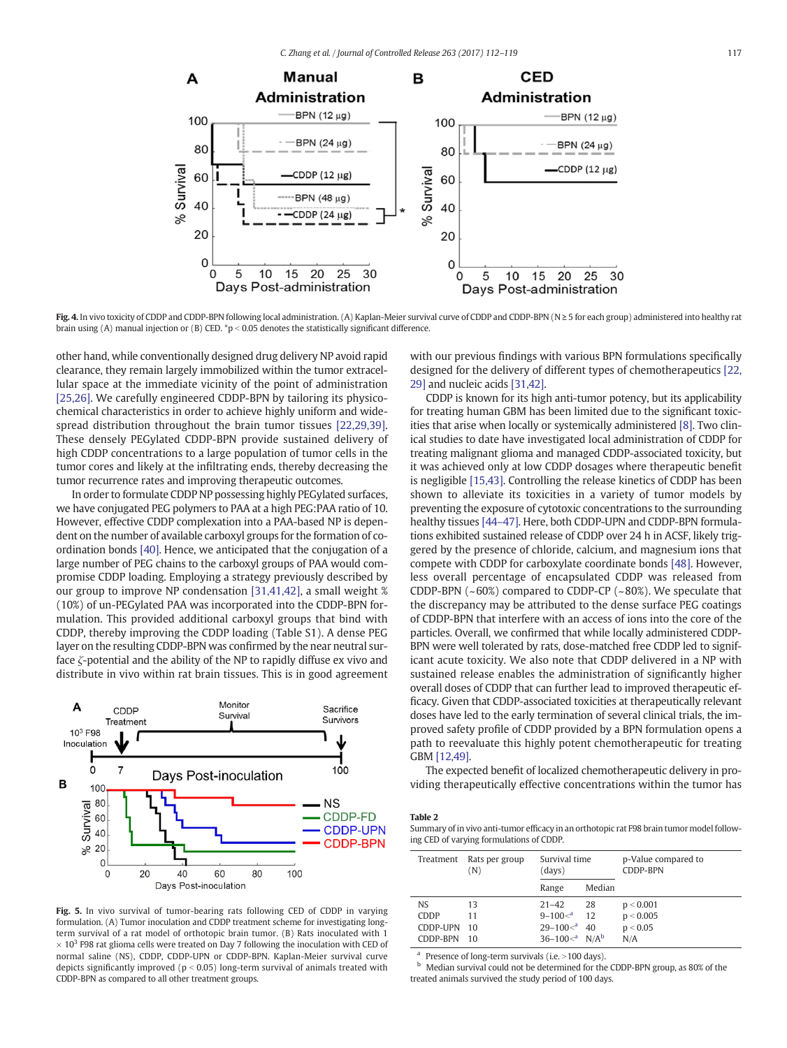Fig. 4. In vivo toxicity of CDDP and CDDP-BPN following local administration. (A) Kaplan-Meier survival curve of CDDP and CDDP-BPN (N ≥ 5 for each group) administered into healthy rat brain using (A) manual injection or (B) CED. *p < 0.05 denotes the statistically significant difference.

other hand, while conventionally designed drug delivery NP avoid rapid clearance, they remain largely immobilized within the tumor extracellular space at the immediate vicinity of the point of administration [25,26]. We carefully engineered CDDP-BPN by tailoring its physicochemical characteristics in order to achieve highly uniform and widespread distribution throughout the brain tumor tissues [22,29,39]. These densely PEGylated CDDP-BPN provide sustained delivery of high CDDP concentrations to a large population of tumor cells in the tumor cores and likely at the infiltrating ends, thereby decreasing the tumor recurrence rates and improving therapeutic outcomes.

In order to formulate CDDP NP possessing highly PEGylated surfaces, we have conjugated PEG polymers to PAA at a high PEG:PAA ratio of 10. However, effective CDDP complexation into a PAA-based NP is dependent on the number of available carboxyl groups for the formation of coordination bonds [40]. Hence, we anticipated that the conjugation of a large number of PEG chains to the carboxyl groups of PAA would compromise CDDP loading. Employing a strategy previously described by our group to improve NP condensation [31,41,42], a small weight % (10%) of un-PEGylated PAA was incorporated into the CDDP-BPN formulation. This provided additional carboxyl groups that bind with CDDP, thereby improving the CDDP loading (Table S1). A dense PEG layer on the resulting CDDP-BPN was confirmed by the near neutral surface ζ-potential and the ability of the NP to rapidly diffuse ex vivo and distribute in vivo within rat brain tissues. This is in good agreement with our previous findings with various BPN formulations specifically designed for the delivery of different types of chemotherapeutics [22,29] and nucleic acids [31,42].

CDDP is known for its high anti-tumor potency, but its applicability for treating human GBM has been limited due to the significant toxicities that arise when locally or systemically administered [8]. Two clinical studies to date have investigated local administration of CDDP for treating malignant glioma and managed CDDP-associated toxicity, but it was achieved only at low CDDP dosages where therapeutic benefit is negligible [15,43]. Controlling the release kinetics of CDDP has been shown to alleviate its toxicities in a variety of tumor models by preventing the exposure of cytotoxic concentrations to the surrounding healthy tissues [44–47]. Here, both CDDP-UPN and CDDP-BPN formulations exhibited sustained release of CDDP over 24 h in ACSF, likely triggered by the presence of chloride, calcium, and magnesium ions that compete with CDDP for carboxylate coordinate bonds [48]. However, less overall percentage of encapsulated CDDP was released from CDDP-BPN (~60%) compared to CDDP-CP (~80%). We speculate that the discrepancy may be attributed to the dense surface PEG coatings of CDDP-BPN that interfere with an access of ions into the core of the particles. Overall, we confirmed that while locally administered CDDP-BPN were well tolerated by rats, dose-matched free CDDP led to significant acute toxicity. We also note that CDDP delivered in a NP with sustained release enables the administration of significantly higher overall doses of CDDP that can further lead to improved therapeutic efficacy. Given that CDDP-associated toxicities at therapeutically relevant doses have led to the early termination of several clinical trials, the improved safety profile of CDDP provided by a BPN formulation opens a path to reevaluate this highly potent chemotherapeutic for treating GBM [12,49].

The expected benefit of localized chemotherapeutic delivery in providing therapeutically effective concentrations within the tumor has

Fig. 5. In vivo survival of tumor-bearing rats following CED of CDDP in varying formulation. (A) Tumor inoculation and CDDP treatment scheme for investigating long-term survival of a rat model of orthotopic brain tumor. (B) Rats inoculated with 1 × $10^3$ F98 rat glioma cells were treated on Day 7 following the inoculation with CED of normal saline (NS), CDDP, CDDP-UPN or CDDP-BPN. Kaplan-Meier survival curve depicts significantly improved ($p < 0.05$) long-term survival of animals treated with CDDP-BPN as compared to all other treatment groups.

**Table 2**
Summary of in vivo anti-tumor efficacy in an orthotopic rat F98 brain tumor model following CED of varying formulations of CDDP.

| Treatment | Rats per group (N) | Survival time (days) | | p-Value compared to CDDP-BPN |
|---|---|---|---|---|
| | | Range | Median | |
| NS | 13 | 21–42 | 28 | p < 0.001 |
| CDDP | 11 | 9–100<[a] | 12 | p < 0.005 |
| CDDP-UPN | 10 | 29–100<[a] | 40 | p < 0.05 |
| CDDP-BPN | 10 | 36–100<[a] | N/A[b] | N/A |

[a] Presence of long-term survivals (i.e. >100 days).
[b] Median survival could not be determined for the CDDP-BPN group, as 80% of the treated animals survived the study period of 100 days.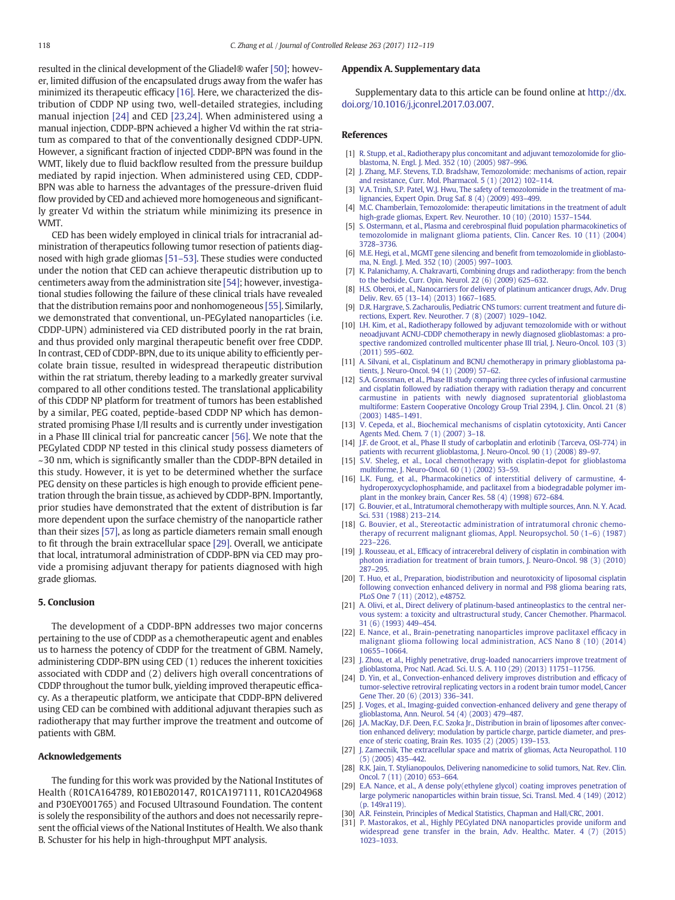resulted in the clinical development of the Gliadel® wafer [50]; however, limited diffusion of the encapsulated drugs away from the wafer has minimized its therapeutic efficacy [16]. Here, we characterized the distribution of CDDP NP using two, well-detailed strategies, including manual injection [24] and CED [23,24]. When administered using a manual injection, CDDP-BPN achieved a higher Vd within the rat striatum as compared to that of the conventionally designed CDDP-UPN. However, a significant fraction of injected CDDP-BPN was found in the WMT, likely due to fluid backflow resulted from the pressure buildup mediated by rapid injection. When administered using CED, CDDP-BPN was able to harness the advantages of the pressure-driven fluid flow provided by CED and achieved more homogeneous and significantly greater Vd within the striatum while minimizing its presence in WMT.

CED has been widely employed in clinical trials for intracranial administration of therapeutics following tumor resection of patients diagnosed with high grade gliomas [51–53]. These studies were conducted under the notion that CED can achieve therapeutic distribution up to centimeters away from the administration site [54]; however, investigational studies following the failure of these clinical trials have revealed that the distribution remains poor and nonhomogeneous [55]. Similarly, we demonstrated that conventional, un-PEGylated nanoparticles (i.e. CDDP-UPN) administered via CED distributed poorly in the rat brain, and thus provided only marginal therapeutic benefit over free CDDP. In contrast, CED of CDDP-BPN, due to its unique ability to efficiently percolate brain tissue, resulted in widespread therapeutic distribution within the rat striatum, thereby leading to a markedly greater survival compared to all other conditions tested. The translational applicability of this CDDP NP platform for treatment of tumors has been established by a similar, PEG coated, peptide-based CDDP NP which has demonstrated promising Phase I/II results and is currently under investigation in a Phase III clinical trial for pancreatic cancer [56]. We note that the PEGylated CDDP NP tested in this clinical study possess diameters of ~30 nm, which is significantly smaller than the CDDP-BPN detailed in this study. However, it is yet to be determined whether the surface PEG density on these particles is high enough to provide efficient penetration through the brain tissue, as achieved by CDDP-BPN. Importantly, prior studies have demonstrated that the extent of distribution is far more dependent upon the surface chemistry of the nanoparticle rather than their sizes [57], as long as particle diameters remain small enough to fit through the brain extracellular space [29]. Overall, we anticipate that local, intratumoral administration of CDDP-BPN via CED may provide a promising adjuvant therapy for patients diagnosed with high grade gliomas.

## 5. Conclusion

The development of a CDDP-BPN addresses two major concerns pertaining to the use of CDDP as a chemotherapeutic agent and enables us to harness the potency of CDDP for the treatment of GBM. Namely, administering CDDP-BPN using CED (1) reduces the inherent toxicities associated with CDDP and (2) delivers high overall concentrations of CDDP throughout the tumor bulk, yielding improved therapeutic efficacy. As a therapeutic platform, we anticipate that CDDP-BPN delivered using CED can be combined with additional adjuvant therapies such as radiotherapy that may further improve the treatment and outcome of patients with GBM.

## Acknowledgements

The funding for this work was provided by the National Institutes of Health (R01CA164789, R01EB020147, R01CA197111, R01CA204968 and P30EY001765) and Focused Ultrasound Foundation. The content is solely the responsibility of the authors and does not necessarily represent the official views of the National Institutes of Health. We also thank B. Schuster for his help in high-throughput MPT analysis.

## Appendix A. Supplementary data

Supplementary data to this article can be found online at http://dx.doi.org/10.1016/j.jconrel.2017.03.007.

## References

[1] R. Stupp, et al., Radiotherapy plus concomitant and adjuvant temozolomide for glioblastoma, N. Engl. J. Med. 352 (10) (2005) 987–996.
[2] J. Zhang, M.F. Stevens, T.D. Bradshaw, Temozolomide: mechanisms of action, repair and resistance, Curr. Mol. Pharmacol. 5 (1) (2012) 102–114.
[3] V.A. Trinh, S.P. Patel, W.J. Hwu, The safety of temozolomide in the treatment of malignancies, Expert Opin. Drug Saf. 8 (4) (2009) 493–499.
[4] M.C. Chamberlain, Temozolomide: therapeutic limitations in the treatment of adult high-grade gliomas, Expert. Rev. Neurother. 10 (10) (2010) 1537–1544.
[5] S. Ostermann, et al., Plasma and cerebrospinal fluid population pharmacokinetics of temozolomide in malignant glioma patients, Clin. Cancer Res. 10 (11) (2004) 3728–3736.
[6] M.E. Hegi, et al., MGMT gene silencing and benefit from temozolomide in glioblastoma, N. Engl. J. Med. 352 (10) (2005) 997–1003.
[7] K. Palanichamy, A. Chakravarti, Combining drugs and radiotherapy: from the bench to the bedside, Curr. Opin. Neurol. 22 (6) (2009) 625–632.
[8] H.S. Oberoi, et al., Nanocarriers for delivery of platinum anticancer drugs, Adv. Drug Deliv. Rev. 65 (13–14) (2013) 1667–1685.
[9] D.R. Hargrave, S. Zacharoulis, Pediatric CNS tumors: current treatment and future directions, Expert. Rev. Neurother. 7 (8) (2007) 1029–1042.
[10] I.H. Kim, et al., Radiotherapy followed by adjuvant temozolomide with or without neoadjuvant ACNU-CDDP chemotherapy in newly diagnosed glioblastomas: a prospective randomized controlled multicenter phase III trial, J. Neuro-Oncol. 103 (3) (2011) 595–602.
[11] A. Silvani, et al., Cisplatinum and BCNU chemotherapy in primary glioblastoma patients, J. Neuro-Oncol. 94 (1) (2009) 57–62.
[12] S.A. Grossman, et al., Phase III study comparing three cycles of infusional carmustine and cisplatin followed by radiation therapy with radiation therapy and concurrent carmustine in patients with newly diagnosed supratentorial glioblastoma multiforme: Eastern Cooperative Oncology Group Trial 2394, J. Clin. Oncol. 21 (8) (2003) 1485–1491.
[13] V. Cepeda, et al., Biochemical mechanisms of cisplatin cytotoxicity, Anti Cancer Agents Med. Chem. 7 (1) (2007) 3–18.
[14] J.F. de Groot, et al., Phase II study of carboplatin and erlotinib (Tarceva, OSI-774) in patients with recurrent glioblastoma, J. Neuro-Oncol. 90 (1) (2008) 89–97.
[15] S.V. Sheleg, et al., Local chemotherapy with cisplatin-depot for glioblastoma multiforme, J. Neuro-Oncol. 60 (1) (2002) 53–59.
[16] L.K. Fung, et al., Pharmacokinetics of interstitial delivery of carmustine, 4-hydroperoxycyclophosphamide, and paclitaxel from a biodegradable polymer implant in the monkey brain, Cancer Res. 58 (4) (1998) 672–684.
[17] G. Bouvier, et al., Intratumoral chemotherapy with multiple sources, Ann. N. Y. Acad. Sci. 531 (1988) 213–214.
[18] G. Bouvier, et al., Stereotactic administration of intratumoral chronic chemotherapy of recurrent malignant gliomas, Appl. Neuropsychol. 50 (1–6) (1987) 223–226.
[19] J. Rousseau, et al., Efficacy of intracerebral delivery of cisplatin in combination with photon irradiation for treatment of brain tumors, J. Neuro-Oncol. 98 (3) (2010) 287–295.
[20] T. Huo, et al., Preparation, biodistribution and neurotoxicity of liposomal cisplatin following convection enhanced delivery in normal and F98 glioma bearing rats, PLoS One 7 (11) (2012), e48752.
[21] A. Olivi, et al., Direct delivery of platinum-based antineoplastics to the central nervous system: a toxicity and ultrastructural study, Cancer Chemother. Pharmacol. 31 (6) (1993) 449–454.
[22] E. Nance, et al., Brain-penetrating nanoparticles improve paclitaxel efficacy in malignant glioma following local administration, ACS Nano 8 (10) (2014) 10655–10664.
[23] J. Zhou, et al., Highly penetrative, drug-loaded nanocarriers improve treatment of glioblastoma, Proc Natl. Acad. Sci. U. S. A. 110 (29) (2013) 11751–11756.
[24] D. Yin, et al., Convection-enhanced delivery improves distribution and efficacy of tumor-selective retroviral replicating vectors in a rodent brain tumor model, Cancer Gene Ther. 20 (6) (2013) 336–341.
[25] J. Voges, et al., Imaging-guided convection-enhanced delivery and gene therapy of glioblastoma, Ann. Neurol. 54 (4) (2003) 479–487.
[26] J.A. MacKay, D.F. Deen, F.C. Szoka Jr., Distribution in brain of liposomes after convection enhanced delivery; modulation by particle charge, particle diameter, and presence of steric coating, Brain Res. 1035 (2) (2005) 139–153.
[27] J. Zamecnik, The extracellular space and matrix of gliomas, Acta Neuropathol. 110 (5) (2005) 435–442.
[28] R.K. Jain, T. Stylianopoulos, Delivering nanomedicine to solid tumors, Nat. Rev. Clin. Oncol. 7 (11) (2010) 653–664.
[29] E.A. Nance, et al., A dense poly(ethylene glycol) coating improves penetration of large polymeric nanoparticles within brain tissue, Sci. Transl. Med. 4 (149) (2012) (p. 149ra119).
[30] A.R. Feinstein, Principles of Medical Statistics, Chapman and Hall/CRC, 2001.
[31] P. Mastorakos, et al., Highly PEGylated DNA nanoparticles provide uniform and widespread gene transfer in the brain, Adv. Healthc. Mater. 4 (7) (2015) 1023–1033.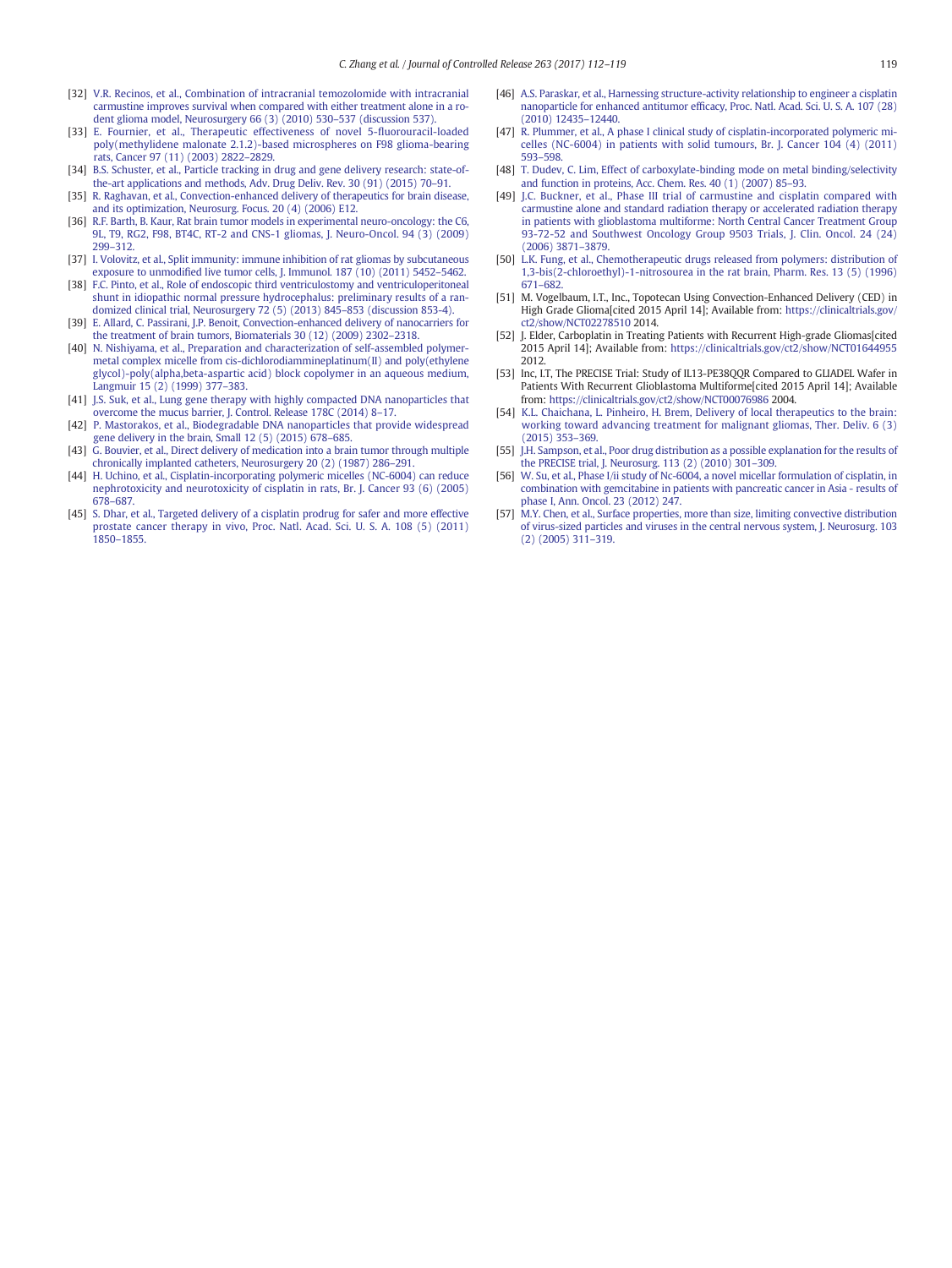[32] V.R. Recinos, et al., Combination of intracranial temozolomide with intracranial carmustine improves survival when compared with either treatment alone in a rodent glioma model, Neurosurgery 66 (3) (2010) 530–537 (discussion 537).

[33] E. Fournier, et al., Therapeutic effectiveness of novel 5-fluorouracil-loaded poly(methylidene malonate 2.1.2)-based microspheres on F98 glioma-bearing rats, Cancer 97 (11) (2003) 2822–2829.

[34] B.S. Schuster, et al., Particle tracking in drug and gene delivery research: state-of-the-art applications and methods, Adv. Drug Deliv. Rev. 30 (91) (2015) 70–91.

[35] R. Raghavan, et al., Convection-enhanced delivery of therapeutics for brain disease, and its optimization, Neurosurg. Focus. 20 (4) (2006) E12.

[36] R.F. Barth, B. Kaur, Rat brain tumor models in experimental neuro-oncology: the C6, 9L, T9, RG2, F98, BT4C, RT-2 and CNS-1 gliomas, J. Neuro-Oncol. 94 (3) (2009) 299–312.

[37] I. Volovitz, et al., Split immunity: immune inhibition of rat gliomas by subcutaneous exposure to unmodified live tumor cells, J. Immunol. 187 (10) (2011) 5452–5462.

[38] F.C. Pinto, et al., Role of endoscopic third ventriculostomy and ventriculoperitoneal shunt in idiopathic normal pressure hydrocephalus: preliminary results of a randomized clinical trial, Neurosurgery 72 (5) (2013) 845–853 (discussion 853-4).

[39] E. Allard, C. Passirani, J.P. Benoit, Convection-enhanced delivery of nanocarriers for the treatment of brain tumors, Biomaterials 30 (12) (2009) 2302–2318.

[40] N. Nishiyama, et al., Preparation and characterization of self-assembled polymer-metal complex micelle from cis-dichlorodiammineplatinum(II) and poly(ethylene glycol)-poly(alpha,beta-aspartic acid) block copolymer in an aqueous medium, Langmuir 15 (2) (1999) 377–383.

[41] J.S. Suk, et al., Lung gene therapy with highly compacted DNA nanoparticles that overcome the mucus barrier, J. Control. Release 178C (2014) 8–17.

[42] P. Mastorakos, et al., Biodegradable DNA nanoparticles that provide widespread gene delivery in the brain, Small 12 (5) (2015) 678–685.

[43] G. Bouvier, et al., Direct delivery of medication into a brain tumor through multiple chronically implanted catheters, Neurosurgery 20 (2) (1987) 286–291.

[44] H. Uchino, et al., Cisplatin-incorporating polymeric micelles (NC-6004) can reduce nephrotoxicity and neurotoxicity of cisplatin in rats, Br. J. Cancer 93 (6) (2005) 678–687.

[45] S. Dhar, et al., Targeted delivery of a cisplatin prodrug for safer and more effective prostate cancer therapy in vivo, Proc. Natl. Acad. Sci. U. S. A. 108 (5) (2011) 1850–1855.

[46] A.S. Paraskar, et al., Harnessing structure-activity relationship to engineer a cisplatin nanoparticle for enhanced antitumor efficacy, Proc. Natl. Acad. Sci. U. S. A. 107 (28) (2010) 12435–12440.

[47] R. Plummer, et al., A phase I clinical study of cisplatin-incorporated polymeric micelles (NC-6004) in patients with solid tumours, Br. J. Cancer 104 (4) (2011) 593–598.

[48] T. Dudev, C. Lim, Effect of carboxylate-binding mode on metal binding/selectivity and function in proteins, Acc. Chem. Res. 40 (1) (2007) 85–93.

[49] J.C. Buckner, et al., Phase III trial of carmustine and cisplatin compared with carmustine alone and standard radiation therapy or accelerated radiation therapy in patients with glioblastoma multiforme: North Central Cancer Treatment Group 93-72-52 and Southwest Oncology Group 9503 Trials, J. Clin. Oncol. 24 (24) (2006) 3871–3879.

[50] L.K. Fung, et al., Chemotherapeutic drugs released from polymers: distribution of 1,3-bis(2-chloroethyl)-1-nitrosourea in the rat brain, Pharm. Res. 13 (5) (1996) 671–682.

[51] M. Vogelbaum, I.T., Inc., Topotecan Using Convection-Enhanced Delivery (CED) in High Grade Glioma[cited 2015 April 14]; Available from: https://clinicaltrials.gov/ct2/show/NCT02278510 2014.

[52] J. Elder, Carboplatin in Treating Patients with Recurrent High-grade Gliomas[cited 2015 April 14]; Available from: https://clinicaltrials.gov/ct2/show/NCT01644955 2012.

[53] Inc, I.T, The PRECISE Trial: Study of IL13-PE38QQR Compared to GLIADEL Wafer in Patients With Recurrent Glioblastoma Multiforme[cited 2015 April 14]; Available from: https://clinicaltrials.gov/ct2/show/NCT00076986 2004.

[54] K.L. Chaichana, L. Pinheiro, H. Brem, Delivery of local therapeutics to the brain: working toward advancing treatment for malignant gliomas, Ther. Deliv. 6 (3) (2015) 353–369.

[55] J.H. Sampson, et al., Poor drug distribution as a possible explanation for the results of the PRECISE trial, J. Neurosurg. 113 (2) (2010) 301–309.

[56] W. Su, et al., Phase I/ii study of Nc-6004, a novel micellar formulation of cisplatin, in combination with gemcitabine in patients with pancreatic cancer in Asia - results of phase I, Ann. Oncol. 23 (2012) 247.

[57] M.Y. Chen, et al., Surface properties, more than size, limiting convective distribution of virus-sized particles and viruses in the central nervous system, J. Neurosurg. 103 (2) (2005) 311–319.